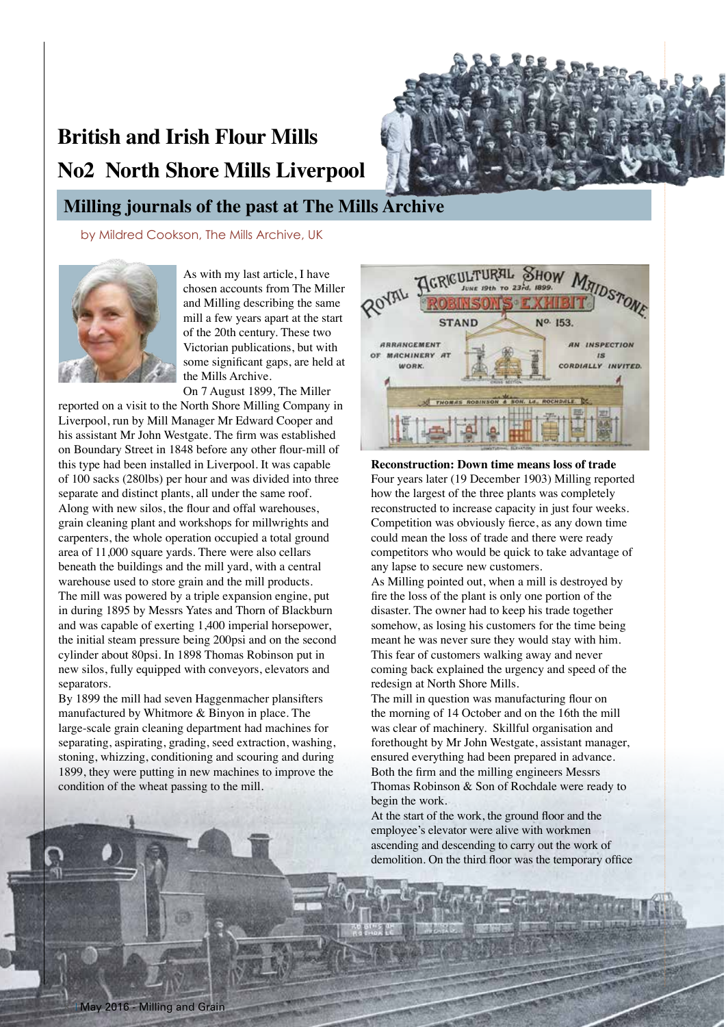# British and Irish Flour Mills

# No2 North Shore Mills Liverpool

## Milling journals of the past at The Mills Archive

by Mildred Cookson, The Mills Archive, UK

As with my last article, I have chosen accounts from The Miller and Milling describing the same mill a few years apart at the start of the 20th century. These two Victorian publications, but with some significant gaps, are held at the Mills Archive.

On 7 August 1899, The Miller reported on a visit to the North Shore Milling Company in Liverpool, run by Mill Manager Mr Edward Cooper and his assistant Mr John Westgate. The firm was established on Boundary Street in 1848 before any other flour-mill of this type had been installed in Liverpool. It was capable of 100 sacks (280lbs) per hour and was divided into three separate and distinct plants, all under the same roof. Along with new silos, the flour and offal warehouses, grain cleaning plant and workshops for millwrights and carpenters, the whole operation occupied a total ground area of 11,000 square yards. There were also cellars beneath the buildings and the mill yard, with a central warehouse used to store grain and the mill products. The mill was powered by a triple expansion engine, put in during 1895 by Messrs Yates and Thorn of Blackburn and was capable of exerting 1,400 imperial horsepower, the initial steam pressure being 200psi and on the second cylinder about 80psi. In 1898 Thomas Robinson put in new silos, fully equipped with conveyors, elevators and separators.

By 1899 the mill had seven Haggenmacher plansifters manufactured by Whitmore & Binyon in place. The large-scale grain cleaning department had machines for separating, aspirating, grading, seed extraction, washing, stoning, whizzing, conditioning and scouring and during 1899, they were putting in new machines to improve the condition of the wheat passing to the mill.

**Reconstruction: Down time means loss of trade**

Four years later (19 December 1903) Milling reported how the largest of the three plants was completely reconstructed to increase capacity in just four weeks. Competition was obviously fierce, as any down time could mean the loss of trade and there were ready competitors who would be quick to take advantage of any lapse to secure new customers.

As Milling pointed out, when a mill is destroyed by fire the loss of the plant is only one portion of the disaster. The owner had to keep his trade together somehow, as losing his customers for the time being meant he was never sure they would stay with him. This fear of customers walking away and never coming back explained the urgency and speed of the redesign at North Shore Mills.

The mill in question was manufacturing flour on the morning of 14 October and on the 16th the mill was clear of machinery. Skillful organisation and forethought by Mr John Westgate, assistant manager, ensured everything had been prepared in advance. Both the firm and the milling engineers Messrs Thomas Robinson & Son of Rochdale were ready to begin the work.

At the start of the work, the ground floor and the employee's elevator were alive with workmen ascending and descending to carry out the work of demolition. On the third floor was the temporary office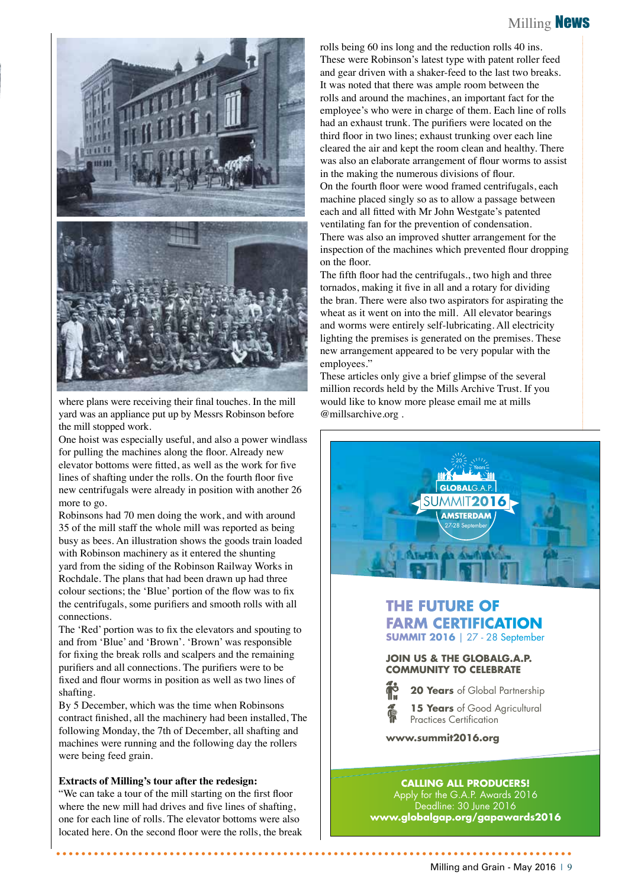where plans were receiving their final touches. In the mill yard was an appliance put up by Messrs Robinson before the mill stopped work.

One hoist was especially useful, and also a power windlass for pulling the machines along the floor. Already new elevator bottoms were fitted, as well as the work for five lines of shafting under the rolls. On the fourth floor five new centrifugals were already in position with another 26 more to go.

Robinsons had 70 men doing the work, and with around 35 of the mill staff the whole mill was reported as being busy as bees. An illustration shows the goods train loaded with Robinson machinery as it entered the shunting yard from the siding of the Robinson Railway Works in Rochdale. The plans that had been drawn up had three colour sections; the 'Blue' portion of the flow was to fix the centrifugals, some purifiers and smooth rolls with all connections.

The 'Red' portion was to fix the elevators and spouting to and from 'Blue' and 'Brown'. 'Brown' was responsible for fixing the break rolls and scalpers and the remaining purifiers and all connections. The purifiers were to be fixed and flour worms in position as well as two lines of shafting.

By 5 December, which was the time when Robinsons contract finished, all the machinery had been installed, The following Monday, the 7th of December, all shafting and machines were running and the following day the rollers were being feed grain.

**Extracts of Milling's tour after the redesign:**

"We can take a tour of the mill starting on the first floor where the new mill had drives and five lines of shafting, one for each line of rolls. The elevator bottoms were also located here. On the second floor were the rolls, the break rolls being 60 ins long and the reduction rolls 40 ins. These were Robinson's latest type with patent roller feed and gear driven with a shaker-feed to the last two breaks. It was noted that there was ample room between the rolls and around the machines, an important fact for the employee's who were in charge of them. Each line of rolls had an exhaust trunk. The purifiers were located on the third floor in two lines; exhaust trunking over each line cleared the air and kept the room clean and healthy. There was also an elaborate arrangement of flour worms to assist in the making the numerous divisions of flour.

On the fourth floor were wood framed centrifugals, each machine placed singly so as to allow a passage between each and all fitted with Mr John Westgate's patented ventilating fan for the prevention of condensation.

There was also an improved shutter arrangement for the inspection of the machines which prevented flour dropping on the floor.

The fifth floor had the centrifugals., two high and three tornados, making it five in all and a rotary for dividing the bran. There were also two aspirators for aspirating the wheat as it went on into the mill. All elevator bearings and worms were entirely self-lubricating. All electricity lighting the premises is generated on the premises. These new arrangement appeared to be very popular with the employees."

These articles only give a brief glimpse of the several million records held by the Mills Archive Trust. If you would like to know more please email me at mills @millsarchive.org .

GLOBALG.A.P. SUMMIT2016 AMSTERDAM 27-28 September

**THE FUTURE OF FARM CERTIFICATION**

**SUMMIT 2016** | 27 - 28 September

**JOIN US & THE GLOBALG.A.P. COMMUNITY TO CELEBRATE**

**20 Years** of Global Partnership

**15 Years** of Good Agricultural Practices Certification

**www.summit2016.org**

**CALLING ALL PRODUCERS!**
Apply for the G.A.P. Awards 2016
Deadline: 30 June 2016
**www.globalgap.org/gapawards2016**